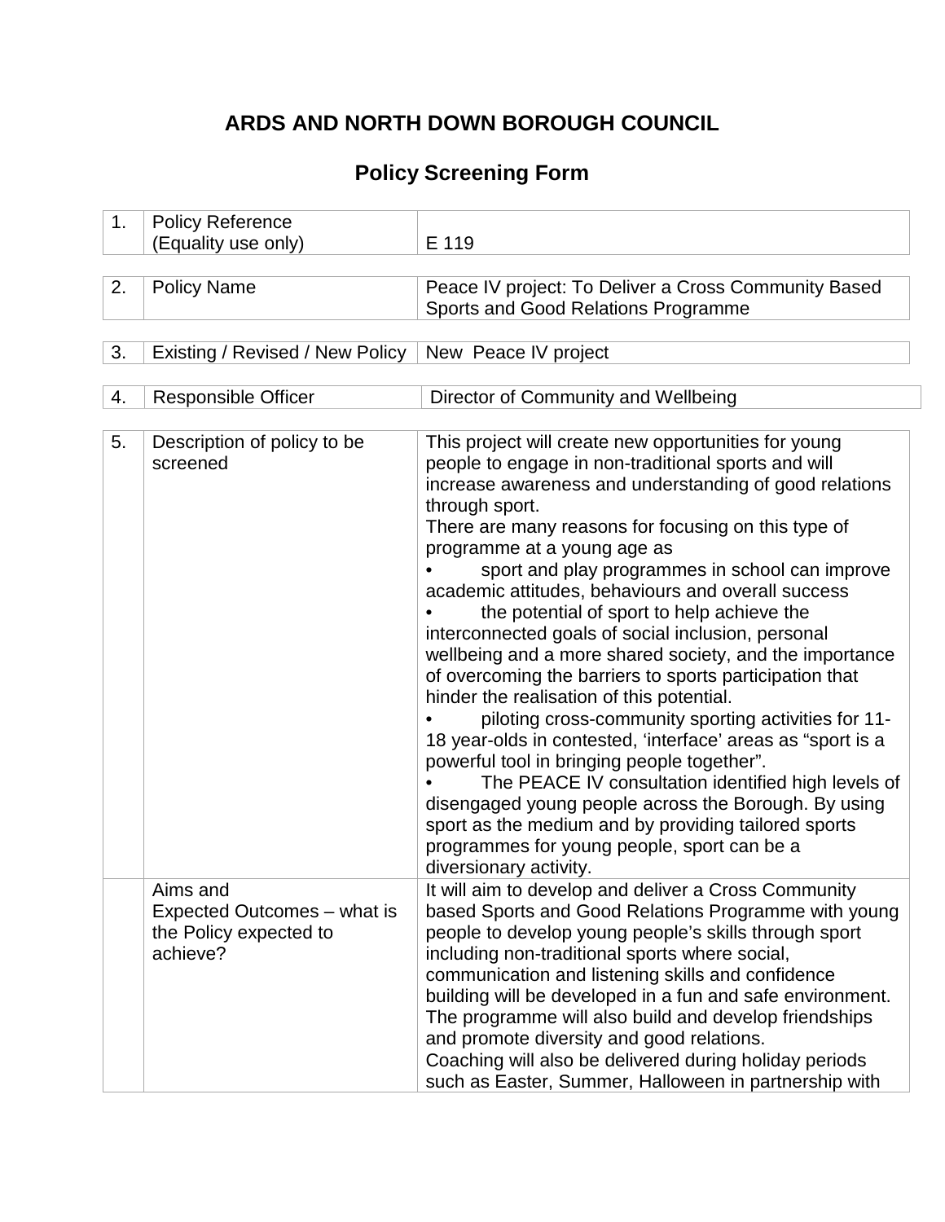# ARDS AND NORTH DOWN BOROUGH COUNCIL

## Policy Screening Form

| | | |
|---|---|---|
| 1. | Policy Reference (Equality use only) | E 119 |

| | | |
|---|---|---|
| 2. | Policy Name | Peace IV project: To Deliver a Cross Community Based Sports and Good Relations Programme |

| | | |
|---|---|---|
| 3. | Existing / Revised / New Policy | New Peace IV project |

| | | |
|---|---|---|
| 4. | Responsible Officer | Director of Community and Wellbeing |

| | | |
|---|---|---|
| 5. | Description of policy to be screened | This project will create new opportunities for young people to engage in non-traditional sports and will increase awareness and understanding of good relations through sport.<br>There are many reasons for focusing on this type of programme at a young age as<br>• sport and play programmes in school can improve academic attitudes, behaviours and overall success<br>• the potential of sport to help achieve the interconnected goals of social inclusion, personal wellbeing and a more shared society, and the importance of overcoming the barriers to sports participation that hinder the realisation of this potential.<br>• piloting cross-community sporting activities for 11-18 year-olds in contested, 'interface' areas as "sport is a powerful tool in bringing people together".<br>• The PEACE IV consultation identified high levels of disengaged young people across the Borough. By using sport as the medium and by providing tailored sports programmes for young people, sport can be a diversionary activity. |
| | Aims and Expected Outcomes – what is the Policy expected to achieve? | It will aim to develop and deliver a Cross Community based Sports and Good Relations Programme with young people to develop young people's skills through sport including non-traditional sports where social, communication and listening skills and confidence building will be developed in a fun and safe environment.<br>The programme will also build and develop friendships and promote diversity and good relations.<br>Coaching will also be delivered during holiday periods such as Easter, Summer, Halloween in partnership with |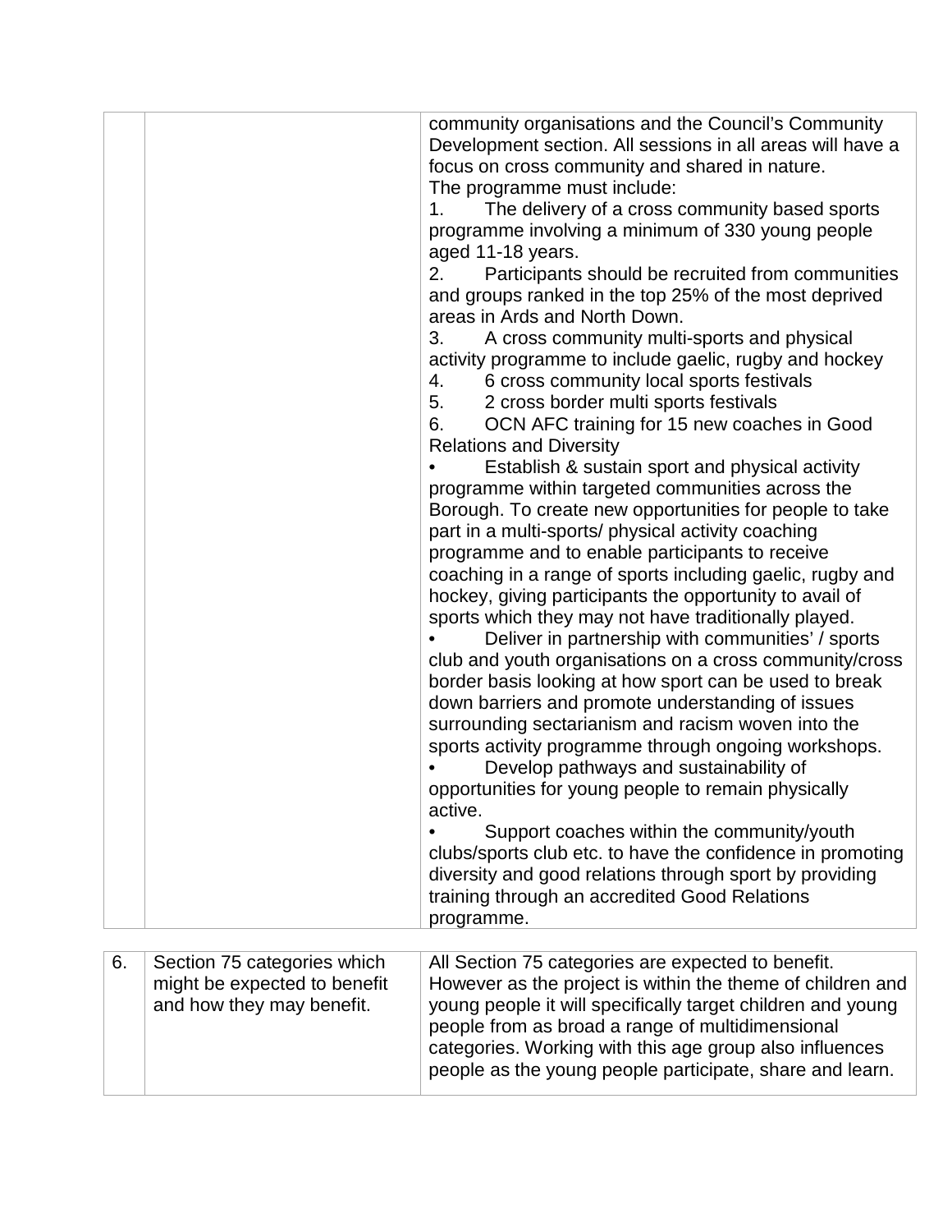| | | |
|---|---|---|
| | | community organisations and the Council's Community Development section. All sessions in all areas will have a focus on cross community and shared in nature.<br>The programme must include:<br>1. The delivery of a cross community based sports programme involving a minimum of 330 young people aged 11-18 years.<br>2. Participants should be recruited from communities and groups ranked in the top 25% of the most deprived areas in Ards and North Down.<br>3. A cross community multi-sports and physical activity programme to include gaelic, rugby and hockey<br>4. 6 cross community local sports festivals<br>5. 2 cross border multi sports festivals<br>6. OCN AFC training for 15 new coaches in Good Relations and Diversity<br>• Establish & sustain sport and physical activity programme within targeted communities across the Borough. To create new opportunities for people to take part in a multi-sports/ physical activity coaching programme and to enable participants to receive coaching in a range of sports including gaelic, rugby and hockey, giving participants the opportunity to avail of sports which they may not have traditionally played.<br>• Deliver in partnership with communities' / sports club and youth organisations on a cross community/cross border basis looking at how sport can be used to break down barriers and promote understanding of issues surrounding sectarianism and racism woven into the sports activity programme through ongoing workshops.<br>• Develop pathways and sustainability of opportunities for young people to remain physically active.<br>• Support coaches within the community/youth clubs/sports club etc. to have the confidence in promoting diversity and good relations through sport by providing training through an accredited Good Relations programme. |

| | | |
|---|---|---|
| 6. | Section 75 categories which might be expected to benefit and how they may benefit. | All Section 75 categories are expected to benefit. However as the project is within the theme of children and young people it will specifically target children and young people from as broad a range of multidimensional categories. Working with this age group also influences people as the young people participate, share and learn. |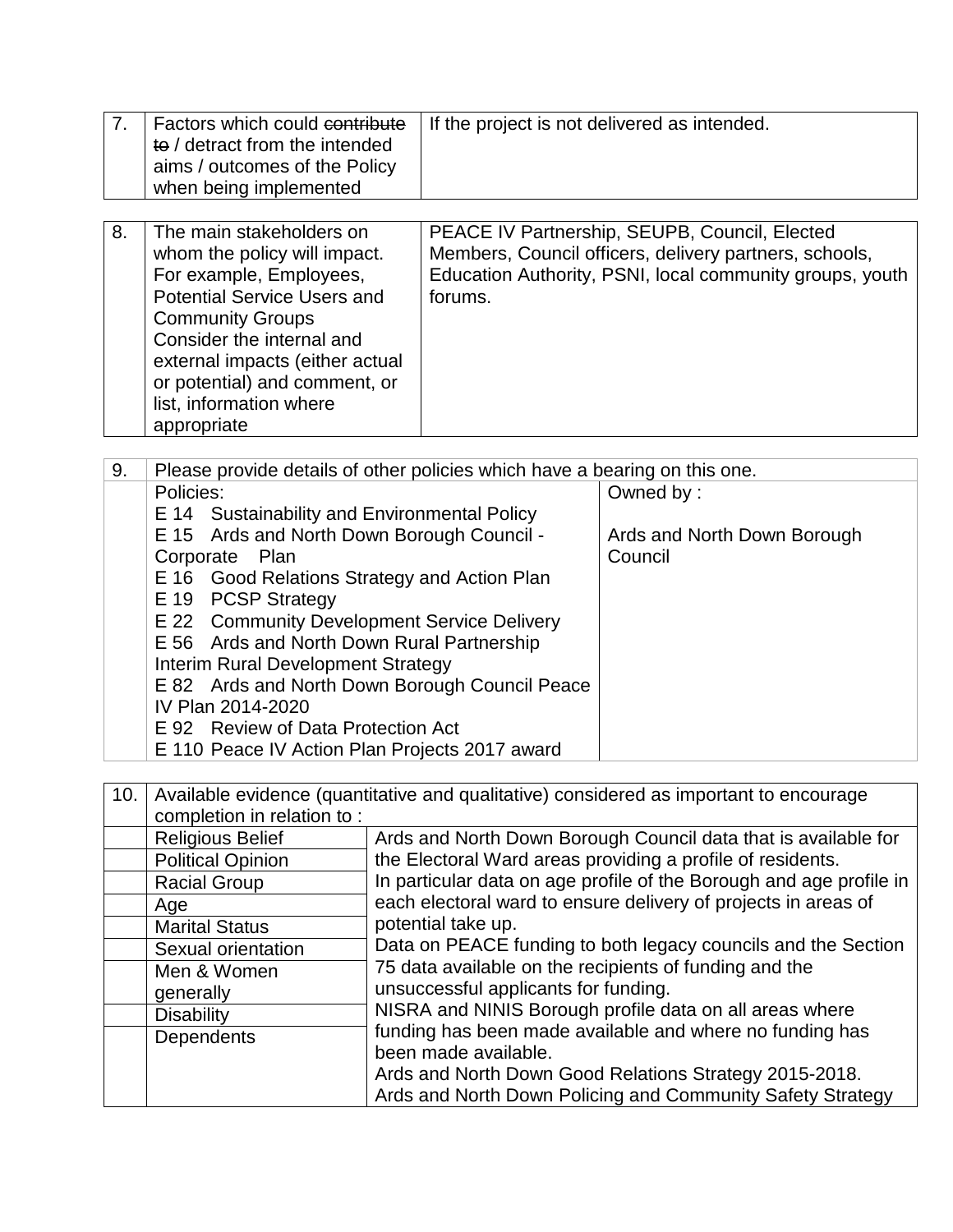| 7. | Factors which could ~~contribute to~~ / detract from the intended aims / outcomes of the Policy when being implemented | If the project is not delivered as intended. |
|---|---|---|

| 8. | The main stakeholders on whom the policy will impact. For example, Employees, Potential Service Users and Community Groups Consider the internal and external impacts (either actual or potential) and comment, or list, information where appropriate | PEACE IV Partnership, SEUPB, Council, Elected Members, Council officers, delivery partners, schools, Education Authority, PSNI, local community groups, youth forums. |
|---|---|---|

| 9. | Please provide details of other policies which have a bearing on this one. | |
|---|---|---|
| | Policies:<br>E 14 Sustainability and Environmental Policy<br>E 15 Ards and North Down Borough Council - Corporate Plan<br>E 16 Good Relations Strategy and Action Plan<br>E 19 PCSP Strategy<br>E 22 Community Development Service Delivery<br>E 56 Ards and North Down Rural Partnership Interim Rural Development Strategy<br>E 82 Ards and North Down Borough Council Peace IV Plan 2014-2020<br>E 92 Review of Data Protection Act<br>E 110 Peace IV Action Plan Projects 2017 award | Owned by :<br><br>Ards and North Down Borough Council |

| 10. | Available evidence (quantitative and qualitative) considered as important to encourage completion in relation to : | |
|---|---|---|
| | Religious Belief<br>Political Opinion<br>Racial Group<br>Age<br>Marital Status<br>Sexual orientation<br>Men & Women generally<br>Disability<br>Dependents | Ards and North Down Borough Council data that is available for the Electoral Ward areas providing a profile of residents.<br>In particular data on age profile of the Borough and age profile in each electoral ward to ensure delivery of projects in areas of potential take up.<br>Data on PEACE funding to both legacy councils and the Section 75 data available on the recipients of funding and the unsuccessful applicants for funding.<br>NISRA and NINIS Borough profile data on all areas where funding has been made available and where no funding has been made available.<br>Ards and North Down Good Relations Strategy 2015-2018.<br>Ards and North Down Policing and Community Safety Strategy |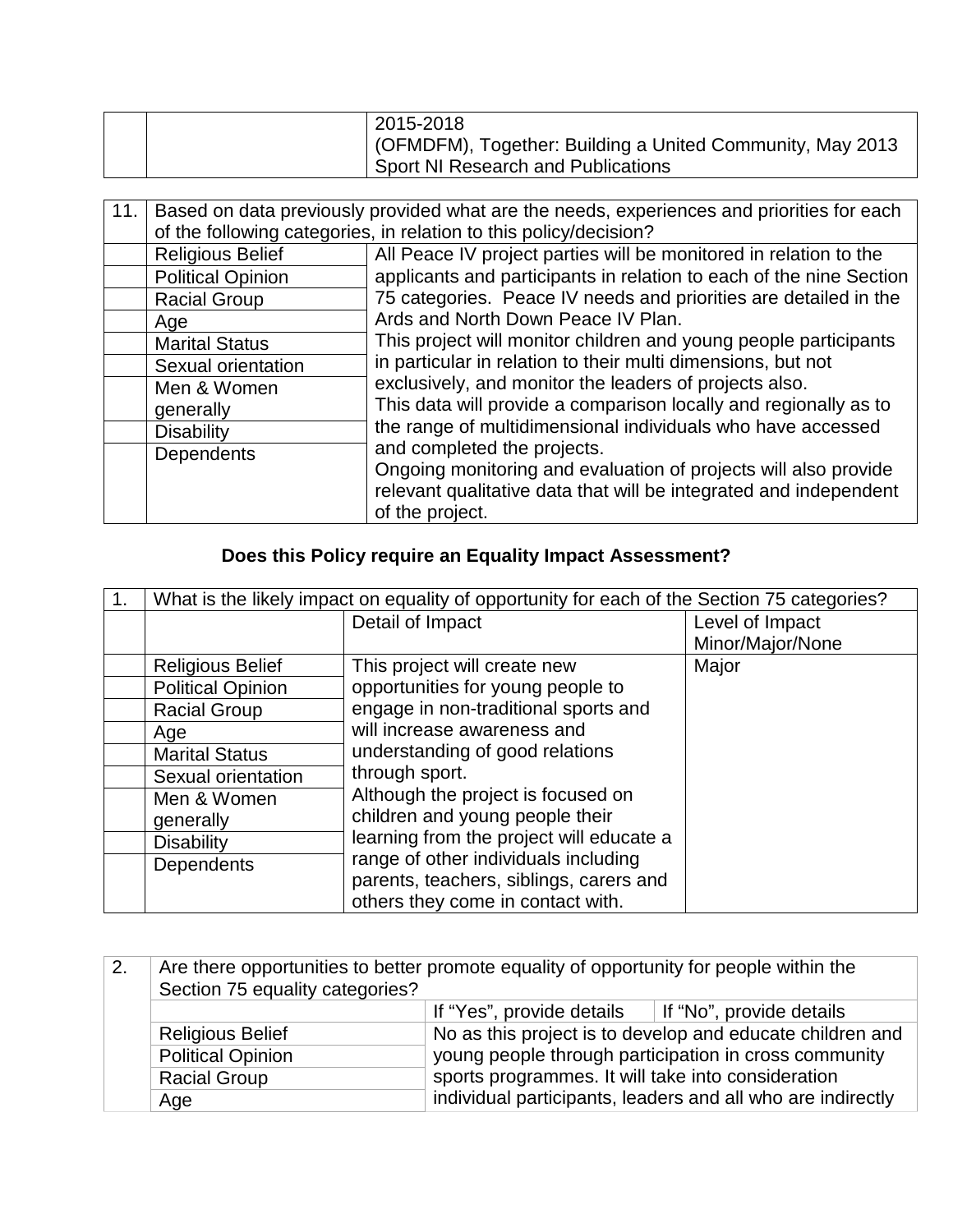| | | 2015-2018<br>(OFMDFM), Together: Building a United Community, May 2013<br>Sport NI Research and Publications |
|---|---|---|

| 11. | Based on data previously provided what are the needs, experiences and priorities for each of the following categories, in relation to this policy/decision? | |
|---|---|---|
| | Religious Belief<br>Political Opinion<br>Racial Group<br>Age<br>Marital Status<br>Sexual orientation<br>Men & Women generally<br>Disability<br>Dependents | All Peace IV project parties will be monitored in relation to the applicants and participants in relation to each of the nine Section 75 categories. Peace IV needs and priorities are detailed in the Ards and North Down Peace IV Plan.<br>This project will monitor children and young people participants in particular in relation to their multi dimensions, but not exclusively, and monitor the leaders of projects also.<br>This data will provide a comparison locally and regionally as to the range of multidimensional individuals who have accessed and completed the projects.<br>Ongoing monitoring and evaluation of projects will also provide relevant qualitative data that will be integrated and independent of the project. |

## Does this Policy require an Equality Impact Assessment?

| 1. | What is the likely impact on equality of opportunity for each of the Section 75 categories? | | |
|---|---|---|---|
| | | Detail of Impact | Level of Impact Minor/Major/None |
| | Religious Belief<br>Political Opinion<br>Racial Group<br>Age<br>Marital Status<br>Sexual orientation<br>Men & Women generally<br>Disability<br>Dependents | This project will create new opportunities for young people to engage in non-traditional sports and will increase awareness and understanding of good relations through sport.<br>Although the project is focused on children and young people their learning from the project will educate a range of other individuals including parents, teachers, siblings, carers and others they come in contact with. | Major |

| 2. | Are there opportunities to better promote equality of opportunity for people within the Section 75 equality categories? | | |
|---|---|---|---|
| | | If "Yes", provide details | If "No", provide details |
| | Religious Belief<br>Political Opinion<br>Racial Group<br>Age | No as this project is to develop and educate children and young people through participation in cross community sports programmes. It will take into consideration individual participants, leaders and all who are indirectly | |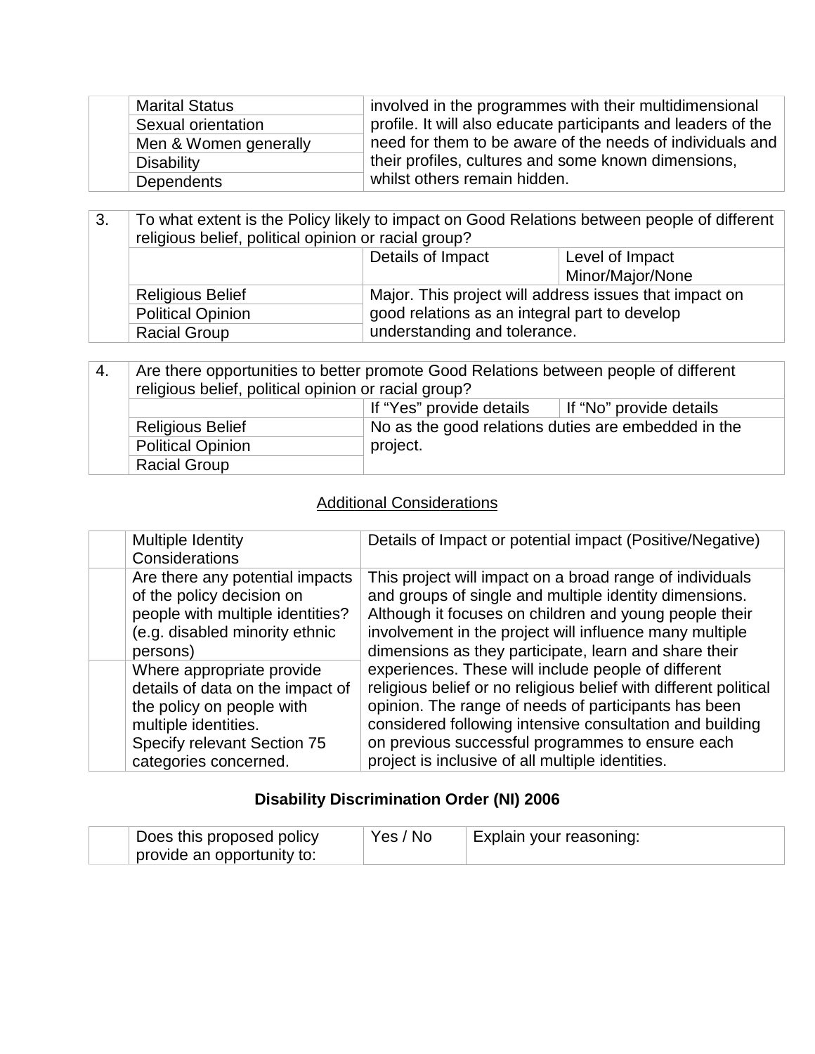| | | |
|---|---|---|
| | Marital Status | involved in the programmes with their multidimensional profile. It will also educate participants and leaders of the need for them to be aware of the needs of individuals and their profiles, cultures and some known dimensions, whilst others remain hidden. |
| | Sexual orientation | |
| | Men & Women generally | |
| | Disability | |
| | Dependents | |

| | | | |
|---|---|---|---|
| 3. | To what extent is the Policy likely to impact on Good Relations between people of different religious belief, political opinion or racial group? | | |
| | | Details of Impact | Level of Impact Minor/Major/None |
| | Religious Belief | Major. This project will address issues that impact on good relations as an integral part to develop understanding and tolerance. | |
| | Political Opinion | | |
| | Racial Group | | |

| | | | |
|---|---|---|---|
| 4. | Are there opportunities to better promote Good Relations between people of different religious belief, political opinion or racial group? | | |
| | | If "Yes" provide details | If "No" provide details |
| | Religious Belief | No as the good relations duties are embedded in the project. | |
| | Political Opinion | | |
| | Racial Group | | |

## Additional Considerations

| | | |
|---|---|---|
| | Multiple Identity Considerations | Details of Impact or potential impact (Positive/Negative) |
| | Are there any potential impacts of the policy decision on people with multiple identities? (e.g. disabled minority ethnic persons) | This project will impact on a broad range of individuals and groups of single and multiple identity dimensions. Although it focuses on children and young people their involvement in the project will influence many multiple dimensions as they participate, learn and share their experiences. These will include people of different religious belief or no religious belief with different political opinion. The range of needs of participants has been considered following intensive consultation and building on previous successful programmes to ensure each project is inclusive of all multiple identities. |
| | Where appropriate provide details of data on the impact of the policy on people with multiple identities. Specify relevant Section 75 categories concerned. | |

## Disability Discrimination Order (NI) 2006

| | | | |
|---|---|---|---|
| | Does this proposed policy provide an opportunity to: | Yes / No | Explain your reasoning: |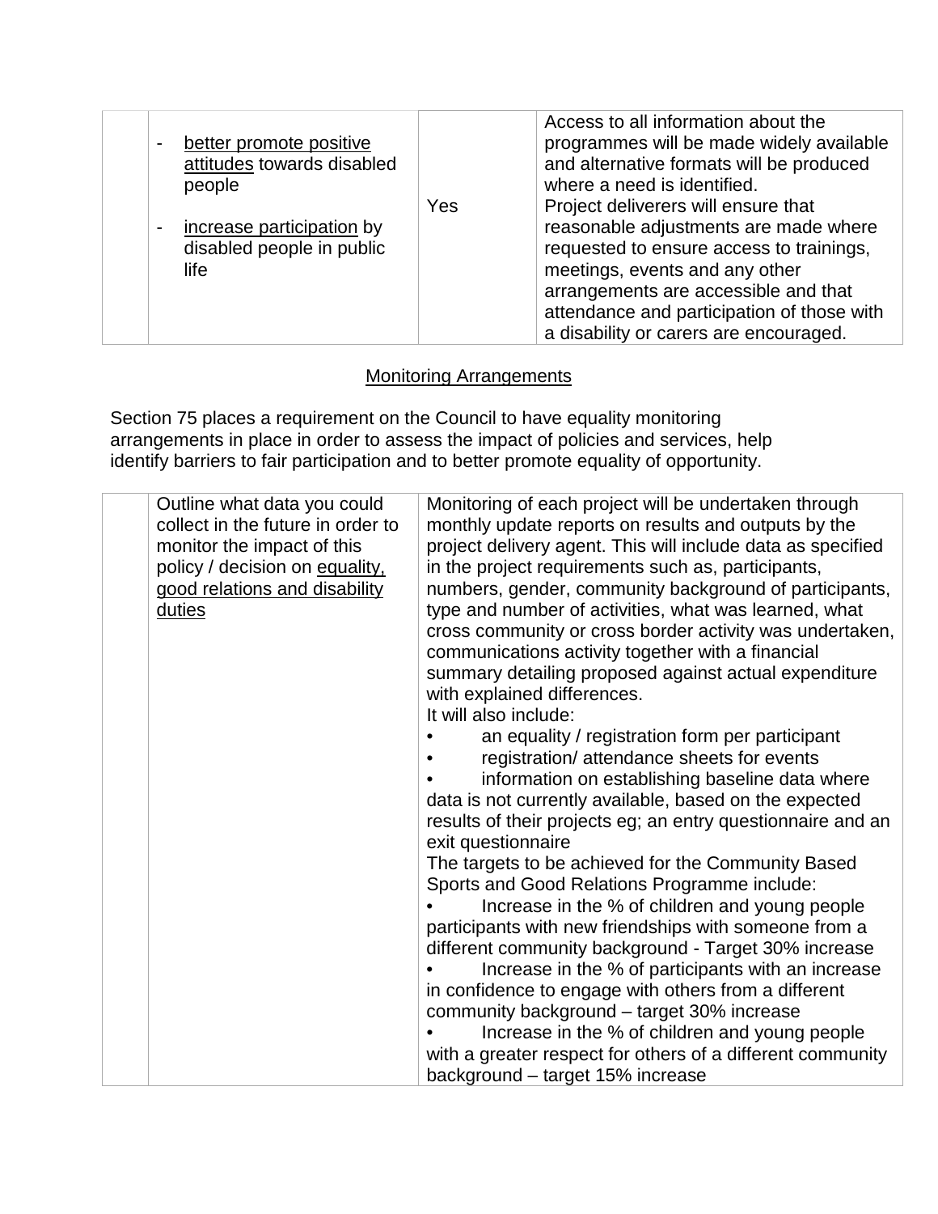| | | | |
|---|---|---|---|
| | - better promote positive attitudes towards disabled people<br><br>- increase participation by disabled people in public life | Yes | Access to all information about the programmes will be made widely available and alternative formats will be produced where a need is identified.<br>Project deliverers will ensure that reasonable adjustments are made where requested to ensure access to trainings, meetings, events and any other arrangements are accessible and that attendance and participation of those with a disability or carers are encouraged. |

## Monitoring Arrangements

Section 75 places a requirement on the Council to have equality monitoring arrangements in place in order to assess the impact of policies and services, help identify barriers to fair participation and to better promote equality of opportunity.

| | | |
|---|---|---|
| | Outline what data you could collect in the future in order to monitor the impact of this policy / decision on equality, good relations and disability duties | Monitoring of each project will be undertaken through monthly update reports on results and outputs by the project delivery agent. This will include data as specified in the project requirements such as, participants, numbers, gender, community background of participants, type and number of activities, what was learned, what cross community or cross border activity was undertaken, communications activity together with a financial summary detailing proposed against actual expenditure with explained differences.<br>It will also include:<br>• an equality / registration form per participant<br>• registration/ attendance sheets for events<br>• information on establishing baseline data where data is not currently available, based on the expected results of their projects eg; an entry questionnaire and an exit questionnaire<br>The targets to be achieved for the Community Based Sports and Good Relations Programme include:<br>• Increase in the % of children and young people participants with new friendships with someone from a different community background - Target 30% increase<br>• Increase in the % of participants with an increase in confidence to engage with others from a different community background – target 30% increase<br>• Increase in the % of children and young people with a greater respect for others of a different community background – target 15% increase |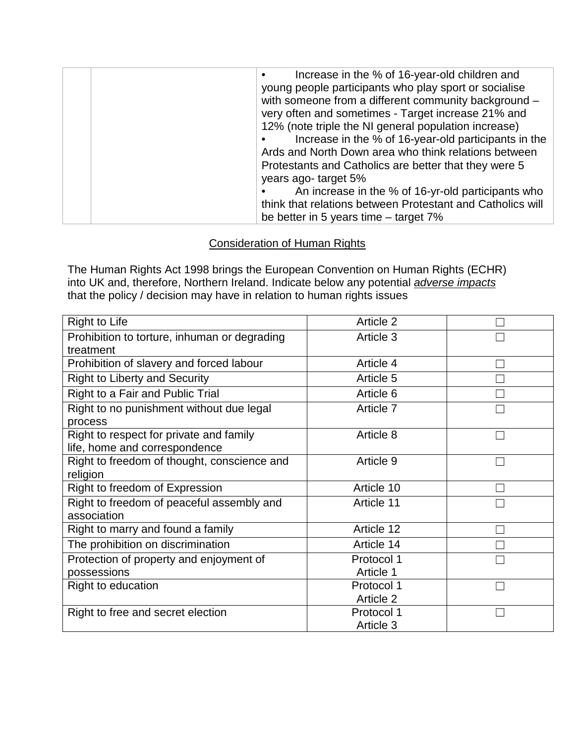|  |  | • Increase in the % of 16-year-old children and young people participants who play sport or socialise with someone from a different community background – very often and sometimes - Target increase 21% and 12% (note triple the NI general population increase)<br>• Increase in the % of 16-year-old participants in the Ards and North Down area who think relations between Protestants and Catholics are better that they were 5 years ago- target 5%<br>• An increase in the % of 16-yr-old participants who think that relations between Protestant and Catholics will be better in 5 years time – target 7% |
|---|---|---|

## Consideration of Human Rights

The Human Rights Act 1998 brings the European Convention on Human Rights (ECHR) into UK and, therefore, Northern Ireland. Indicate below any potential ***adverse impacts*** that the policy / decision may have in relation to human rights issues

| Right to Life | Article 2 | ☐ |
|---|---|---|
| Prohibition to torture, inhuman or degrading treatment | Article 3 | ☐ |
| Prohibition of slavery and forced labour | Article 4 | ☐ |
| Right to Liberty and Security | Article 5 | ☐ |
| Right to a Fair and Public Trial | Article 6 | ☐ |
| Right to no punishment without due legal process | Article 7 | ☐ |
| Right to respect for private and family life, home and correspondence | Article 8 | ☐ |
| Right to freedom of thought, conscience and religion | Article 9 | ☐ |
| Right to freedom of Expression | Article 10 | ☐ |
| Right to freedom of peaceful assembly and association | Article 11 | ☐ |
| Right to marry and found a family | Article 12 | ☐ |
| The prohibition on discrimination | Article 14 | ☐ |
| Protection of property and enjoyment of possessions | Protocol 1 Article 1 | ☐ |
| Right to education | Protocol 1 Article 2 | ☐ |
| Right to free and secret election | Protocol 1 Article 3 | ☐ |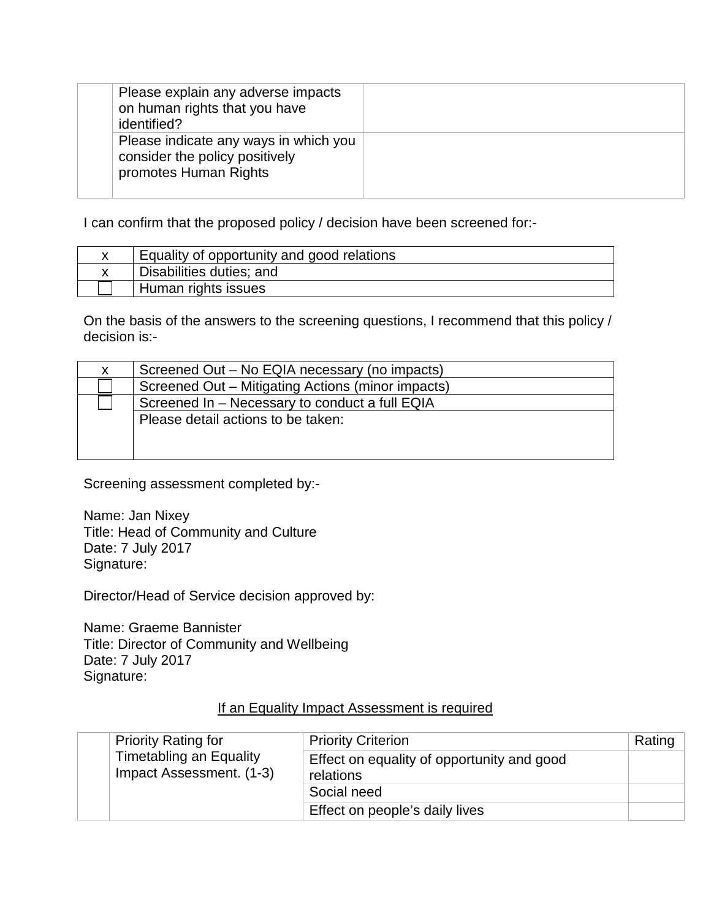| | | |
|---|---|---|
| | Please explain any adverse impacts on human rights that you have identified? | |
| | Please indicate any ways in which you consider the policy positively promotes Human Rights | |

I can confirm that the proposed policy / decision have been screened for:-

| | |
|---|---|
| x | Equality of opportunity and good relations |
| x | Disabilities duties; and |
| ☐ | Human rights issues |

On the basis of the answers to the screening questions, I recommend that this policy / decision is:-

| | |
|---|---|
| x | Screened Out – No EQIA necessary (no impacts) |
| ☐ | Screened Out – Mitigating Actions (minor impacts) |
| ☐ | Screened In – Necessary to conduct a full EQIA |
| | Please detail actions to be taken: |

Screening assessment completed by:-

Name: Jan Nixey
Title: Head of Community and Culture
Date: 7 July 2017
Signature:

Director/Head of Service decision approved by:

Name: Graeme Bannister
Title: Director of Community and Wellbeing
Date: 7 July 2017
Signature:

<u>If an Equality Impact Assessment is required</u>

| | | | |
|---|---|---|---|
| | Priority Rating for Timetabling an Equality Impact Assessment. (1-3) | Priority Criterion | Rating |
| | | Effect on equality of opportunity and good relations | |
| | | Social need | |
| | | Effect on people's daily lives | |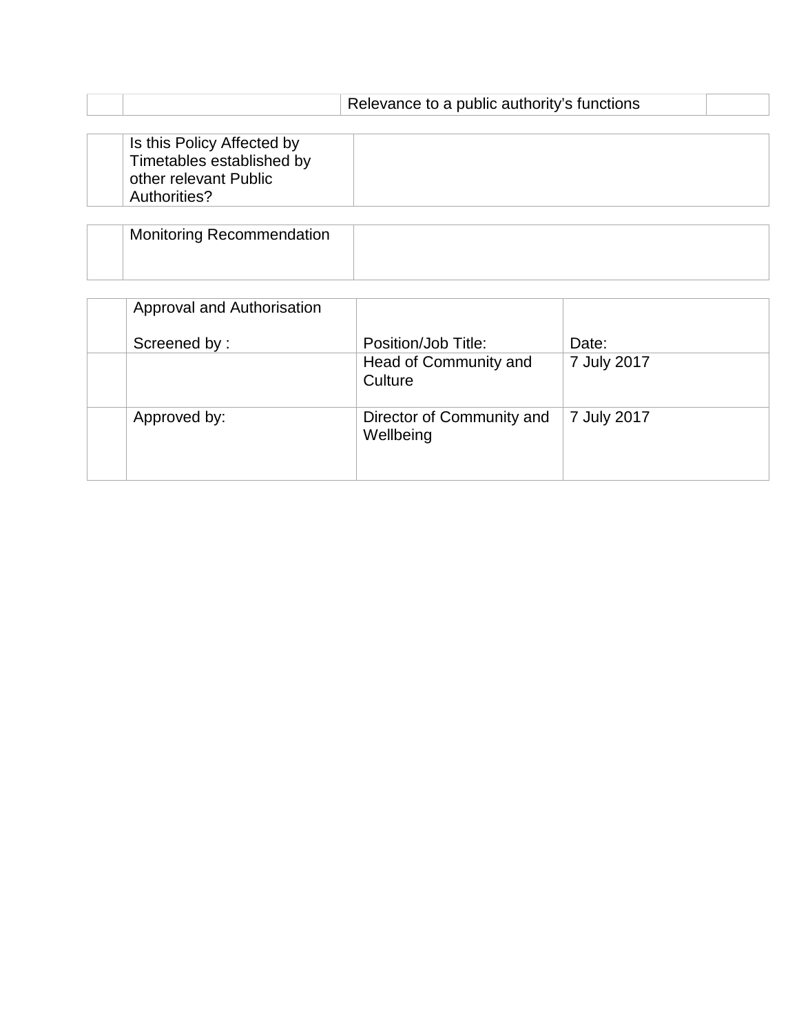| | | | |
|---|---|---|---|
| | | Relevance to a public authority's functions | |

| | | |
|---|---|---|
| | Is this Policy Affected by Timetables established by other relevant Public Authorities? | |

| | | |
|---|---|---|
| | Monitoring Recommendation | |

| | | | |
|---|---|---|---|
| | Approval and Authorisation<br><br>Screened by : | Position/Job Title: | Date: |
| | | Head of Community and Culture | 7 July 2017 |
| | Approved by: | Director of Community and Wellbeing | 7 July 2017 |